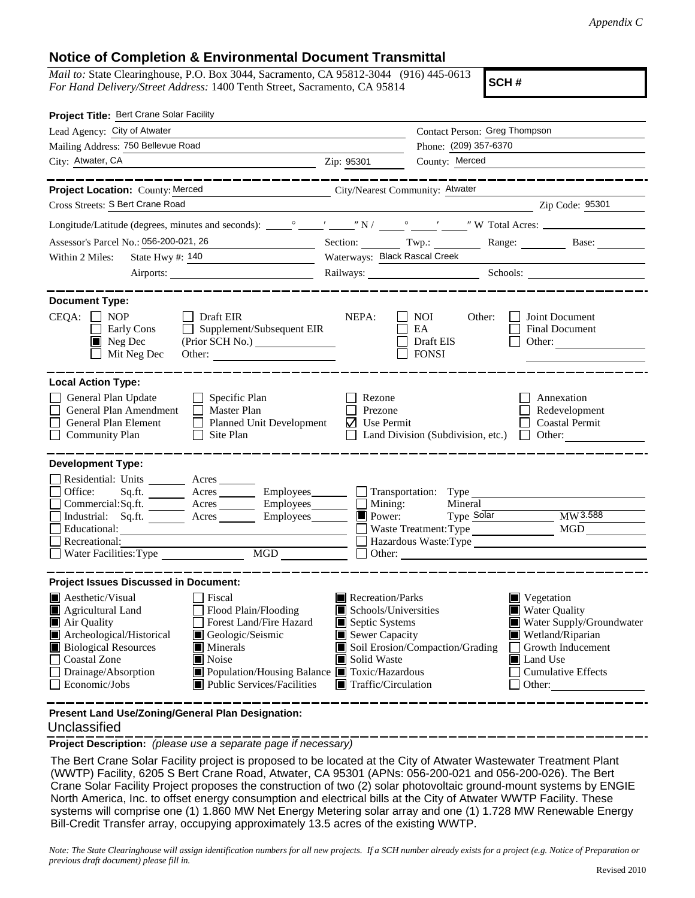*Appendix C*

## Notice of Completion & Environmental Document Transmittal

*Mail to:* State Clearinghouse, P.O. Box 3044, Sacramento, CA 95812-3044 (916) 445-0613
*For Hand Delivery/Street Address:* 1400 Tenth Street, Sacramento, CA 95814

**SCH #**

**Project Title:** Bert Crane Solar Facility

Lead Agency: City of Atwater
Contact Person: Greg Thompson
Mailing Address: 750 Bellevue Road
Phone: (209) 357-6370
City: Atwater, CA
Zip: 95301
County: Merced

**Project Location:** County: Merced
City/Nearest Community: Atwater
Cross Streets: S Bert Crane Road
Zip Code: 95301

Longitude/Latitude (degrees, minutes and seconds): ____° ____′ ____″ N / ____° ____′ ____″ W Total Acres: ____

Assessor's Parcel No.: 056-200-021, 26
Section: ____ Twp.: ____ Range: ____ Base: ____

Within 2 Miles: State Hwy #: 140
Waterways: Black Rascal Creek
Airports: ____
Railways: ____
Schools: ____

**Document Type:**

CEQA: ☐ NOP ☐ Early Cons ☒ Neg Dec ☐ Mit Neg Dec ☐ Draft EIR ☐ Supplement/Subsequent EIR (Prior SCH No.) ____ Other: ____

NEPA: ☐ NOI ☐ EA ☐ Draft EIS ☐ FONSI

Other: ☐ Joint Document ☐ Final Document ☐ Other: ____

**Local Action Type:**

☐ General Plan Update ☐ General Plan Amendment ☐ General Plan Element ☐ Community Plan ☐ Specific Plan ☐ Master Plan ☐ Planned Unit Development ☐ Site Plan ☐ Rezone ☐ Prezone ☑ Use Permit ☐ Land Division (Subdivision, etc.) ☐ Annexation ☐ Redevelopment ☐ Coastal Permit ☐ Other: ____

**Development Type:**

☐ Residential: Units ____ Acres ____
☐ Office: Sq.ft. ____ Acres ____ Employees ____
☐ Commercial: Sq.ft. ____ Acres ____ Employees ____
☐ Industrial: Sq.ft. ____ Acres ____ Employees ____
☐ Educational: ____
☐ Recreational: ____
☐ Water Facilities: Type ____ MGD ____
☐ Transportation: Type ____
☐ Mining: Mineral ____
☒ Power: Type Solar MW 3.588
☐ Waste Treatment: Type ____ MGD ____
☐ Hazardous Waste: Type ____
☐ Other: ____

**Project Issues Discussed in Document:**

☒ Aesthetic/Visual
☒ Agricultural Land
☒ Air Quality
☒ Archeological/Historical
☒ Biological Resources
☐ Coastal Zone
☐ Drainage/Absorption
☐ Economic/Jobs
☐ Fiscal
☐ Flood Plain/Flooding
☐ Forest Land/Fire Hazard
☒ Geologic/Seismic
☒ Minerals
☒ Noise
☒ Population/Housing Balance
☒ Public Services/Facilities
☒ Recreation/Parks
☒ Schools/Universities
☒ Septic Systems
☒ Sewer Capacity
☒ Soil Erosion/Compaction/Grading
☒ Solid Waste
☒ Toxic/Hazardous
☒ Traffic/Circulation
☒ Vegetation
☒ Water Quality
☒ Water Supply/Groundwater
☒ Wetland/Riparian
☐ Growth Inducement
☒ Land Use
☐ Cumulative Effects
☐ Other: ____

**Present Land Use/Zoning/General Plan Designation:**

Unclassified

**Project Description:** *(please use a separate page if necessary)*

The Bert Crane Solar Facility project is proposed to be located at the City of Atwater Wastewater Treatment Plant (WWTP) Facility, 6205 S Bert Crane Road, Atwater, CA 95301 (APNs: 056-200-021 and 056-200-026). The Bert Crane Solar Facility Project proposes the construction of two (2) solar photovoltaic ground-mount systems by ENGIE North America, Inc. to offset energy consumption and electrical bills at the City of Atwater WWTP Facility. These systems will comprise one (1) 1.860 MW Net Energy Metering solar array and one (1) 1.728 MW Renewable Energy Bill-Credit Transfer array, occupying approximately 13.5 acres of the existing WWTP.

*Note: The State Clearinghouse will assign identification numbers for all new projects. If a SCH number already exists for a project (e.g. Notice of Preparation or previous draft document) please fill in.*

Revised 2010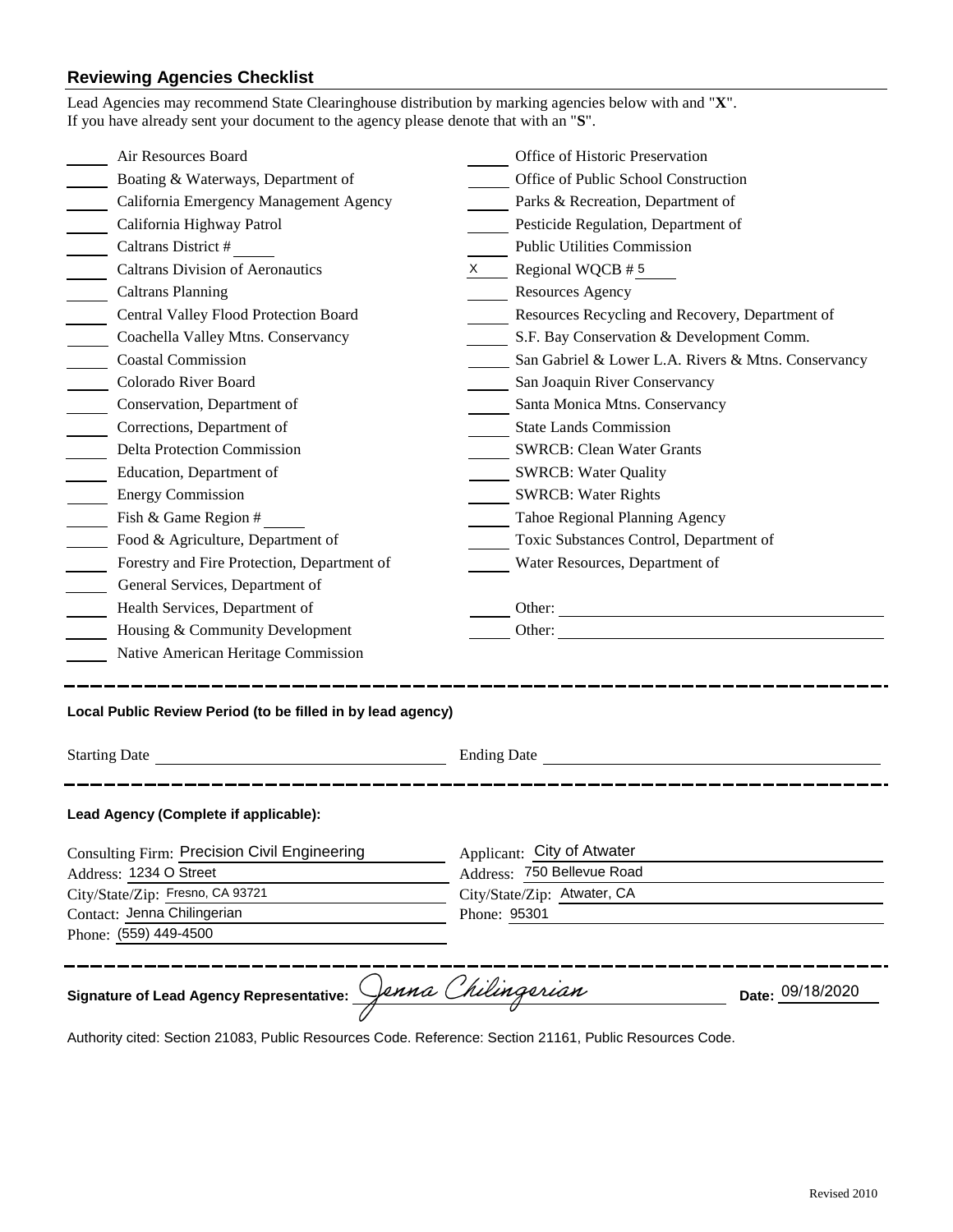## Reviewing Agencies Checklist

Lead Agencies may recommend State Clearinghouse distribution by marking agencies below with and "**X**".
If you have already sent your document to the agency please denote that with an "**S**".

| | | | |
|---|---|---|---|
| ____ | Air Resources Board | ____ | Office of Historic Preservation |
| ____ | Boating & Waterways, Department of | ____ | Office of Public School Construction |
| ____ | California Emergency Management Agency | ____ | Parks & Recreation, Department of |
| ____ | California Highway Patrol | ____ | Pesticide Regulation, Department of |
| ____ | Caltrans District # ____ | ____ | Public Utilities Commission |
| ____ | Caltrans Division of Aeronautics | X | Regional WQCB # 5 |
| ____ | Caltrans Planning | ____ | Resources Agency |
| ____ | Central Valley Flood Protection Board | ____ | Resources Recycling and Recovery, Department of |
| ____ | Coachella Valley Mtns. Conservancy | ____ | S.F. Bay Conservation & Development Comm. |
| ____ | Coastal Commission | ____ | San Gabriel & Lower L.A. Rivers & Mtns. Conservancy |
| ____ | Colorado River Board | ____ | San Joaquin River Conservancy |
| ____ | Conservation, Department of | ____ | Santa Monica Mtns. Conservancy |
| ____ | Corrections, Department of | ____ | State Lands Commission |
| ____ | Delta Protection Commission | ____ | SWRCB: Clean Water Grants |
| ____ | Education, Department of | ____ | SWRCB: Water Quality |
| ____ | Energy Commission | ____ | SWRCB: Water Rights |
| ____ | Fish & Game Region # ____ | ____ | Tahoe Regional Planning Agency |
| ____ | Food & Agriculture, Department of | ____ | Toxic Substances Control, Department of |
| ____ | Forestry and Fire Protection, Department of | ____ | Water Resources, Department of |
| ____ | General Services, Department of | | |
| ____ | Health Services, Department of | ____ | Other: ____ |
| ____ | Housing & Community Development | ____ | Other: ____ |
| ____ | Native American Heritage Commission | | |

---

**Local Public Review Period (to be filled in by lead agency)**

Starting Date ____________________ Ending Date ____________________

---

**Lead Agency (Complete if applicable):**

| | |
|---|---|
| Consulting Firm: Precision Civil Engineering | Applicant: City of Atwater |
| Address: 1234 O Street | Address: 750 Bellevue Road |
| City/State/Zip: Fresno, CA 93721 | City/State/Zip: Atwater, CA |
| Contact: Jenna Chilingerian | Phone: 95301 |
| Phone: (559) 449-4500 | |

---

**Signature of Lead Agency Representative:** Jenna Chilingerian **Date:** 09/18/2020

Authority cited: Section 21083, Public Resources Code. Reference: Section 21161, Public Resources Code.

Revised 2010